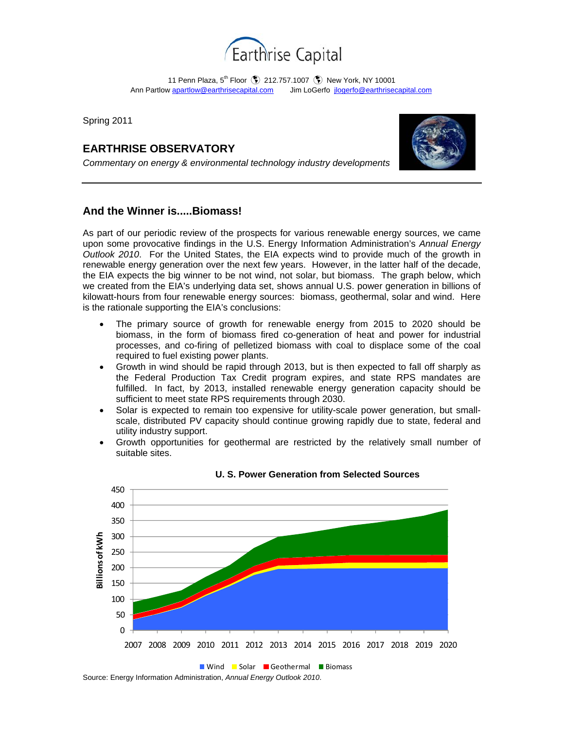# Earthrise Capital

11 Penn Plaza, 5th Floor 212.757.1007 New York, NY 10001
Ann Partlow apartlow@earthrisecapital.com Jim LoGerfo jlogerfo@earthrisecapital.com

Spring 2011

## EARTHRISE OBSERVATORY

*Commentary on energy & environmental technology industry developments*

---

### And the Winner is.....Biomass!

As part of our periodic review of the prospects for various renewable energy sources, we came upon some provocative findings in the U.S. Energy Information Administration's *Annual Energy Outlook 2010*. For the United States, the EIA expects wind to provide much of the growth in renewable energy generation over the next few years. However, in the latter half of the decade, the EIA expects the big winner to be not wind, not solar, but biomass. The graph below, which we created from the EIA's underlying data set, shows annual U.S. power generation in billions of kilowatt-hours from four renewable energy sources: biomass, geothermal, solar and wind. Here is the rationale supporting the EIA's conclusions:

- The primary source of growth for renewable energy from 2015 to 2020 should be biomass, in the form of biomass fired co-generation of heat and power for industrial processes, and co-firing of pelletized biomass with coal to displace some of the coal required to fuel existing power plants.
- Growth in wind should be rapid through 2013, but is then expected to fall off sharply as the Federal Production Tax Credit program expires, and state RPS mandates are fulfilled. In fact, by 2013, installed renewable energy generation capacity should be sufficient to meet state RPS requirements through 2030.
- Solar is expected to remain too expensive for utility-scale power generation, but small-scale, distributed PV capacity should continue growing rapidly due to state, federal and utility industry support.
- Growth opportunities for geothermal are restricted by the relatively small number of suitable sites.

**U. S. Power Generation from Selected Sources**

Source: Energy Information Administration, *Annual Energy Outlook 2010*.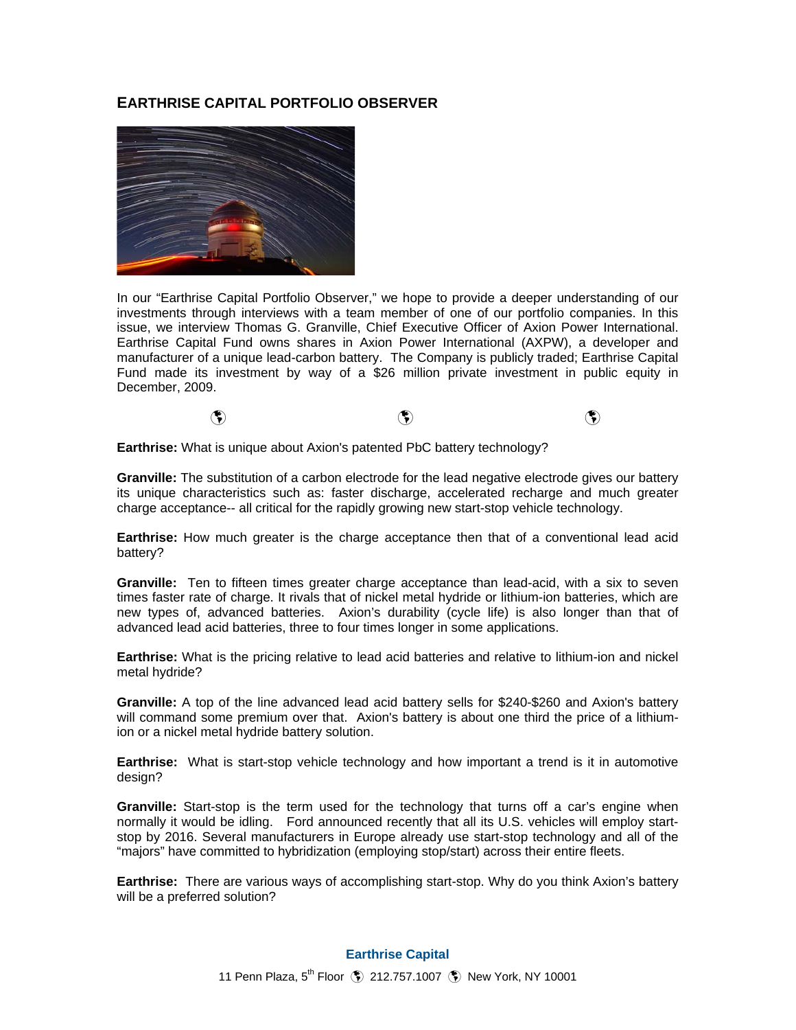## EARTHRISE CAPITAL PORTFOLIO OBSERVER

In our "Earthrise Capital Portfolio Observer," we hope to provide a deeper understanding of our investments through interviews with a team member of one of our portfolio companies. In this issue, we interview Thomas G. Granville, Chief Executive Officer of Axion Power International. Earthrise Capital Fund owns shares in Axion Power International (AXPW), a developer and manufacturer of a unique lead-carbon battery. The Company is publicly traded; Earthrise Capital Fund made its investment by way of a $26 million private investment in public equity in December, 2009.

**Earthrise:** What is unique about Axion's patented PbC battery technology?

**Granville:** The substitution of a carbon electrode for the lead negative electrode gives our battery its unique characteristics such as: faster discharge, accelerated recharge and much greater charge acceptance-- all critical for the rapidly growing new start-stop vehicle technology.

**Earthrise:** How much greater is the charge acceptance then that of a conventional lead acid battery?

**Granville:** Ten to fifteen times greater charge acceptance than lead-acid, with a six to seven times faster rate of charge. It rivals that of nickel metal hydride or lithium-ion batteries, which are new types of, advanced batteries. Axion's durability (cycle life) is also longer than that of advanced lead acid batteries, three to four times longer in some applications.

**Earthrise:** What is the pricing relative to lead acid batteries and relative to lithium-ion and nickel metal hydride?

**Granville:** A top of the line advanced lead acid battery sells for $240-$260 and Axion's battery will command some premium over that. Axion's battery is about one third the price of a lithium-ion or a nickel metal hydride battery solution.

**Earthrise:** What is start-stop vehicle technology and how important a trend is it in automotive design?

**Granville:** Start-stop is the term used for the technology that turns off a car's engine when normally it would be idling. Ford announced recently that all its U.S. vehicles will employ start-stop by 2016. Several manufacturers in Europe already use start-stop technology and all of the "majors" have committed to hybridization (employing stop/start) across their entire fleets.

**Earthrise:** There are various ways of accomplishing start-stop. Why do you think Axion's battery will be a preferred solution?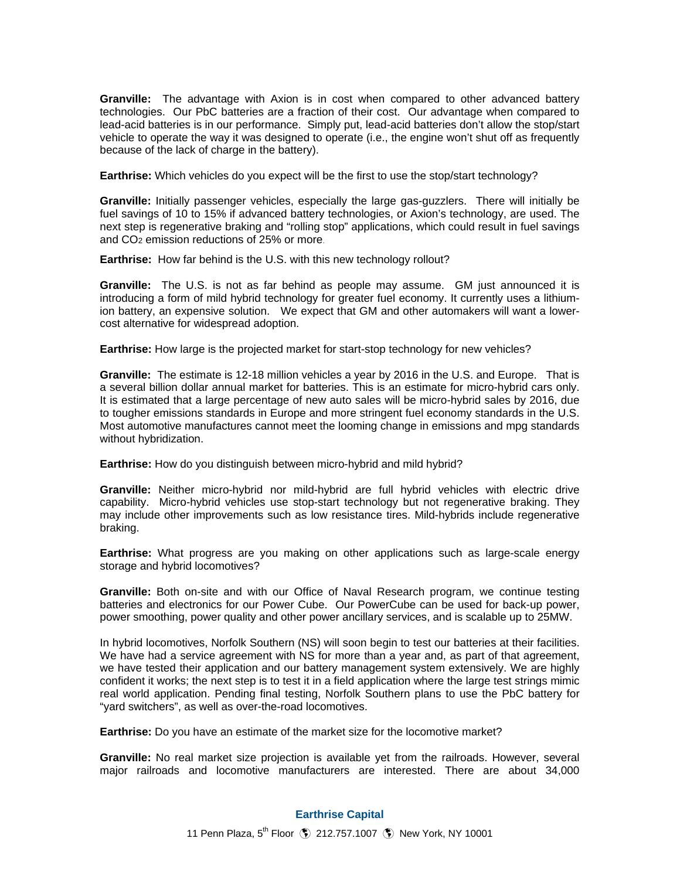**Granville:** The advantage with Axion is in cost when compared to other advanced battery technologies. Our PbC batteries are a fraction of their cost. Our advantage when compared to lead-acid batteries is in our performance. Simply put, lead-acid batteries don't allow the stop/start vehicle to operate the way it was designed to operate (i.e., the engine won't shut off as frequently because of the lack of charge in the battery).

**Earthrise:** Which vehicles do you expect will be the first to use the stop/start technology?

**Granville:** Initially passenger vehicles, especially the large gas-guzzlers. There will initially be fuel savings of 10 to 15% if advanced battery technologies, or Axion's technology, are used. The next step is regenerative braking and "rolling stop" applications, which could result in fuel savings and $CO_2$ emission reductions of 25% or more.

**Earthrise:** How far behind is the U.S. with this new technology rollout?

**Granville:** The U.S. is not as far behind as people may assume. GM just announced it is introducing a form of mild hybrid technology for greater fuel economy. It currently uses a lithium-ion battery, an expensive solution. We expect that GM and other automakers will want a lower-cost alternative for widespread adoption.

**Earthrise:** How large is the projected market for start-stop technology for new vehicles?

**Granville:** The estimate is 12-18 million vehicles a year by 2016 in the U.S. and Europe. That is a several billion dollar annual market for batteries. This is an estimate for micro-hybrid cars only. It is estimated that a large percentage of new auto sales will be micro-hybrid sales by 2016, due to tougher emissions standards in Europe and more stringent fuel economy standards in the U.S. Most automotive manufactures cannot meet the looming change in emissions and mpg standards without hybridization.

**Earthrise:** How do you distinguish between micro-hybrid and mild hybrid?

**Granville:** Neither micro-hybrid nor mild-hybrid are full hybrid vehicles with electric drive capability. Micro-hybrid vehicles use stop-start technology but not regenerative braking. They may include other improvements such as low resistance tires. Mild-hybrids include regenerative braking.

**Earthrise:** What progress are you making on other applications such as large-scale energy storage and hybrid locomotives?

**Granville:** Both on-site and with our Office of Naval Research program, we continue testing batteries and electronics for our Power Cube. Our PowerCube can be used for back-up power, power smoothing, power quality and other power ancillary services, and is scalable up to 25MW.

In hybrid locomotives, Norfolk Southern (NS) will soon begin to test our batteries at their facilities. We have had a service agreement with NS for more than a year and, as part of that agreement, we have tested their application and our battery management system extensively. We are highly confident it works; the next step is to test it in a field application where the large test strings mimic real world application. Pending final testing, Norfolk Southern plans to use the PbC battery for "yard switchers", as well as over-the-road locomotives.

**Earthrise:** Do you have an estimate of the market size for the locomotive market?

**Granville:** No real market size projection is available yet from the railroads. However, several major railroads and locomotive manufacturers are interested. There are about 34,000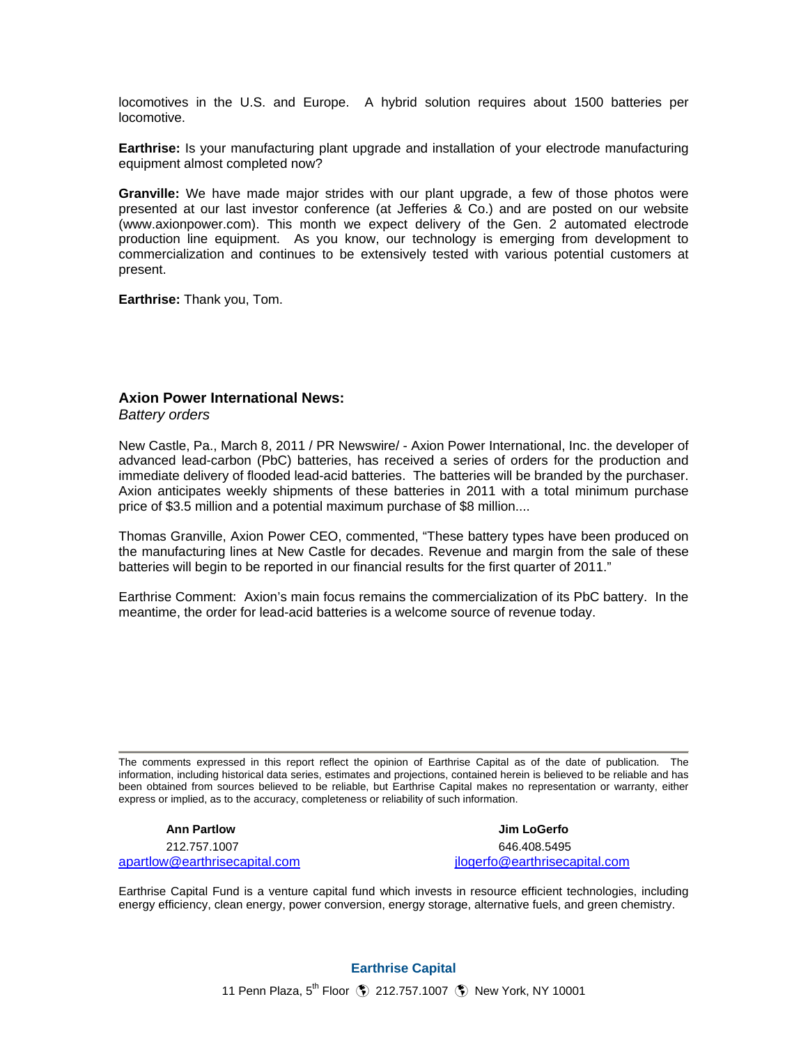locomotives in the U.S. and Europe. A hybrid solution requires about 1500 batteries per locomotive.

**Earthrise:** Is your manufacturing plant upgrade and installation of your electrode manufacturing equipment almost completed now?

**Granville:** We have made major strides with our plant upgrade, a few of those photos were presented at our last investor conference (at Jefferies & Co.) and are posted on our website (www.axionpower.com). This month we expect delivery of the Gen. 2 automated electrode production line equipment. As you know, our technology is emerging from development to commercialization and continues to be extensively tested with various potential customers at present.

**Earthrise:** Thank you, Tom.

### Axion Power International News:

*Battery orders*

New Castle, Pa., March 8, 2011 / PR Newswire/ - Axion Power International, Inc. the developer of advanced lead-carbon (PbC) batteries, has received a series of orders for the production and immediate delivery of flooded lead-acid batteries. The batteries will be branded by the purchaser. Axion anticipates weekly shipments of these batteries in 2011 with a total minimum purchase price of $3.5 million and a potential maximum purchase of $8 million....

Thomas Granville, Axion Power CEO, commented, “These battery types have been produced on the manufacturing lines at New Castle for decades. Revenue and margin from the sale of these batteries will begin to be reported in our financial results for the first quarter of 2011.”

Earthrise Comment: Axion’s main focus remains the commercialization of its PbC battery. In the meantime, the order for lead-acid batteries is a welcome source of revenue today.

---

The comments expressed in this report reflect the opinion of Earthrise Capital as of the date of publication. The information, including historical data series, estimates and projections, contained herein is believed to be reliable and has been obtained from sources believed to be reliable, but Earthrise Capital makes no representation or warranty, either express or implied, as to the accuracy, completeness or reliability of such information.

**Ann Partlow**
212.757.1007
apartlow@earthrisecapital.com

**Jim LoGerfo**
646.408.5495
jlogerfo@earthrisecapital.com

Earthrise Capital Fund is a venture capital fund which invests in resource efficient technologies, including energy efficiency, clean energy, power conversion, energy storage, alternative fuels, and green chemistry.

**Earthrise Capital**

11 Penn Plaza, 5th Floor · 212.757.1007 · New York, NY 10001